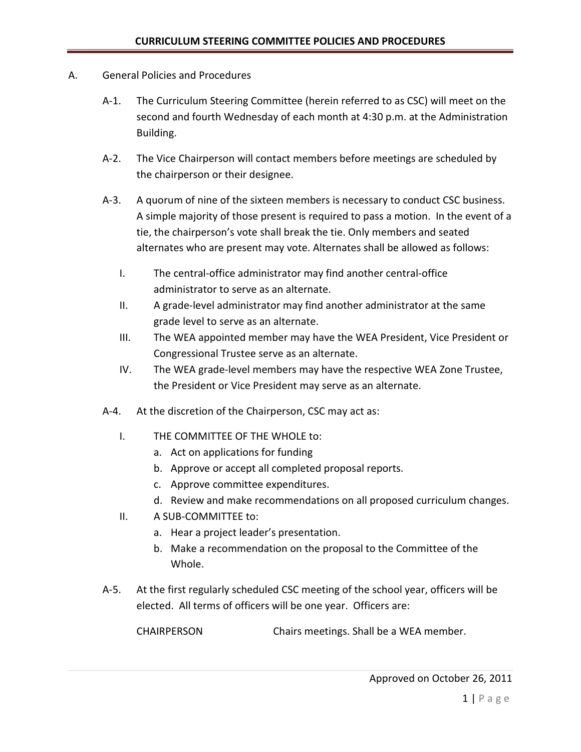# CURRICULUM STEERING COMMITTEE POLICIES AND PROCEDURES

A. General Policies and Procedures

A-1. The Curriculum Steering Committee (herein referred to as CSC) will meet on the second and fourth Wednesday of each month at 4:30 p.m. at the Administration Building.

A-2. The Vice Chairperson will contact members before meetings are scheduled by the chairperson or their designee.

A-3. A quorum of nine of the sixteen members is necessary to conduct CSC business. A simple majority of those present is required to pass a motion. In the event of a tie, the chairperson's vote shall break the tie. Only members and seated alternates who are present may vote. Alternates shall be allowed as follows:

I. The central-office administrator may find another central-office administrator to serve as an alternate.

II. A grade-level administrator may find another administrator at the same grade level to serve as an alternate.

III. The WEA appointed member may have the WEA President, Vice President or Congressional Trustee serve as an alternate.

IV. The WEA grade-level members may have the respective WEA Zone Trustee, the President or Vice President may serve as an alternate.

A-4. At the discretion of the Chairperson, CSC may act as:

I. THE COMMITTEE OF THE WHOLE to:
   a. Act on applications for funding
   b. Approve or accept all completed proposal reports.
   c. Approve committee expenditures.
   d. Review and make recommendations on all proposed curriculum changes.

II. A SUB-COMMITTEE to:
   a. Hear a project leader's presentation.
   b. Make a recommendation on the proposal to the Committee of the Whole.

A-5. At the first regularly scheduled CSC meeting of the school year, officers will be elected. All terms of officers will be one year. Officers are:

CHAIRPERSON — Chairs meetings. Shall be a WEA member.

Approved on October 26, 2011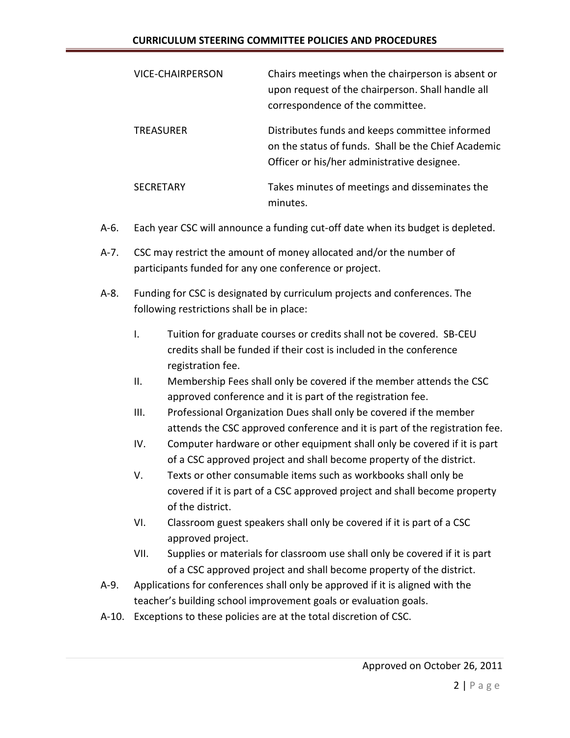| | |
|---|---|
| VICE-CHAIRPERSON | Chairs meetings when the chairperson is absent or upon request of the chairperson. Shall handle all correspondence of the committee. |
| TREASURER | Distributes funds and keeps committee informed on the status of funds. Shall be the Chief Academic Officer or his/her administrative designee. |
| SECRETARY | Takes minutes of meetings and disseminates the minutes. |

A-6. Each year CSC will announce a funding cut-off date when its budget is depleted.

A-7. CSC may restrict the amount of money allocated and/or the number of participants funded for any one conference or project.

A-8. Funding for CSC is designated by curriculum projects and conferences. The following restrictions shall be in place:

- I. Tuition for graduate courses or credits shall not be covered. SB-CEU credits shall be funded if their cost is included in the conference registration fee.
- II. Membership Fees shall only be covered if the member attends the CSC approved conference and it is part of the registration fee.
- III. Professional Organization Dues shall only be covered if the member attends the CSC approved conference and it is part of the registration fee.
- IV. Computer hardware or other equipment shall only be covered if it is part of a CSC approved project and shall become property of the district.
- V. Texts or other consumable items such as workbooks shall only be covered if it is part of a CSC approved project and shall become property of the district.
- VI. Classroom guest speakers shall only be covered if it is part of a CSC approved project.
- VII. Supplies or materials for classroom use shall only be covered if it is part of a CSC approved project and shall become property of the district.

A-9. Applications for conferences shall only be approved if it is aligned with the teacher's building school improvement goals or evaluation goals.

A-10. Exceptions to these policies are at the total discretion of CSC.

Approved on October 26, 2011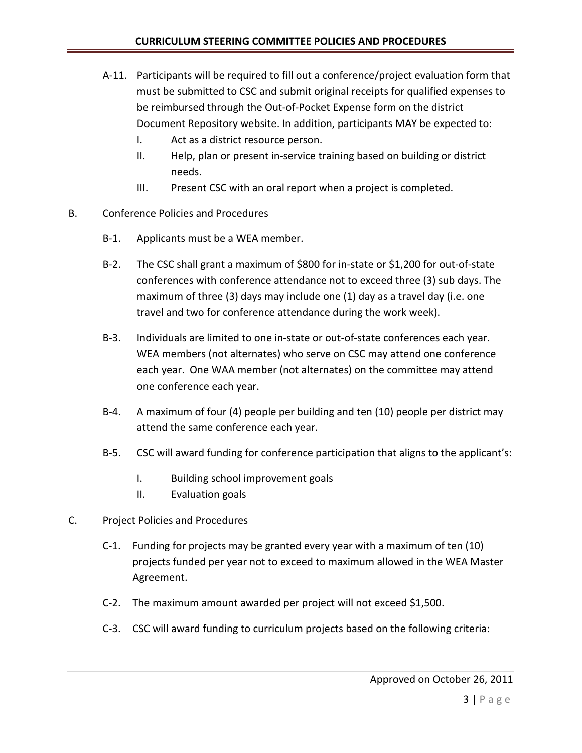A-11. Participants will be required to fill out a conference/project evaluation form that must be submitted to CSC and submit original receipts for qualified expenses to be reimbursed through the Out-of-Pocket Expense form on the district Document Repository website. In addition, participants MAY be expected to:

  - I. Act as a district resource person.
  - II. Help, plan or present in-service training based on building or district needs.
  - III. Present CSC with an oral report when a project is completed.

B. Conference Policies and Procedures

B-1. Applicants must be a WEA member.

B-2. The CSC shall grant a maximum of $800 for in-state or $1,200 for out-of-state conferences with conference attendance not to exceed three (3) sub days. The maximum of three (3) days may include one (1) day as a travel day (i.e. one travel and two for conference attendance during the work week).

B-3. Individuals are limited to one in-state or out-of-state conferences each year. WEA members (not alternates) who serve on CSC may attend one conference each year. One WAA member (not alternates) on the committee may attend one conference each year.

B-4. A maximum of four (4) people per building and ten (10) people per district may attend the same conference each year.

B-5. CSC will award funding for conference participation that aligns to the applicant's:

  - I. Building school improvement goals
  - II. Evaluation goals

C. Project Policies and Procedures

C-1. Funding for projects may be granted every year with a maximum of ten (10) projects funded per year not to exceed to maximum allowed in the WEA Master Agreement.

C-2. The maximum amount awarded per project will not exceed $1,500.

C-3. CSC will award funding to curriculum projects based on the following criteria:

Approved on October 26, 2011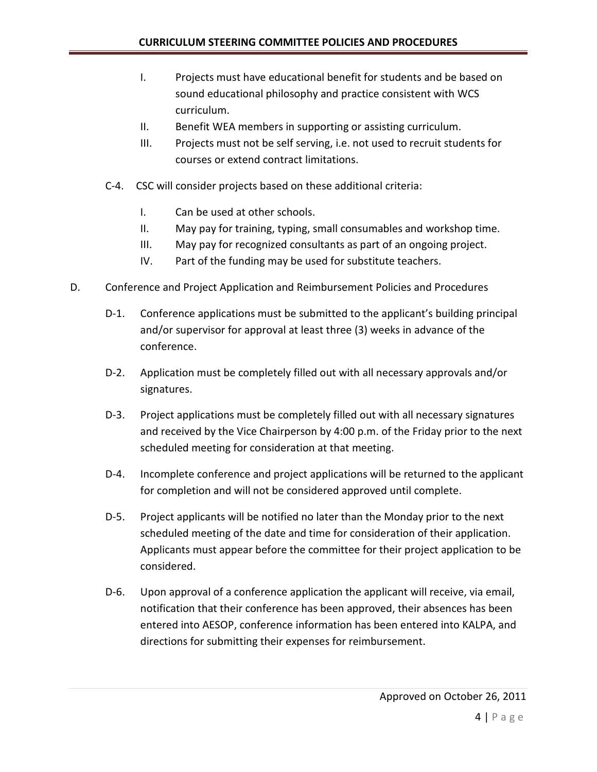I. Projects must have educational benefit for students and be based on sound educational philosophy and practice consistent with WCS curriculum.

II. Benefit WEA members in supporting or assisting curriculum.

III. Projects must not be self serving, i.e. not used to recruit students for courses or extend contract limitations.

C-4. CSC will consider projects based on these additional criteria:

I. Can be used at other schools.

II. May pay for training, typing, small consumables and workshop time.

III. May pay for recognized consultants as part of an ongoing project.

IV. Part of the funding may be used for substitute teachers.

D. Conference and Project Application and Reimbursement Policies and Procedures

D-1. Conference applications must be submitted to the applicant's building principal and/or supervisor for approval at least three (3) weeks in advance of the conference.

D-2. Application must be completely filled out with all necessary approvals and/or signatures.

D-3. Project applications must be completely filled out with all necessary signatures and received by the Vice Chairperson by 4:00 p.m. of the Friday prior to the next scheduled meeting for consideration at that meeting.

D-4. Incomplete conference and project applications will be returned to the applicant for completion and will not be considered approved until complete.

D-5. Project applicants will be notified no later than the Monday prior to the next scheduled meeting of the date and time for consideration of their application. Applicants must appear before the committee for their project application to be considered.

D-6. Upon approval of a conference application the applicant will receive, via email, notification that their conference has been approved, their absences has been entered into AESOP, conference information has been entered into KALPA, and directions for submitting their expenses for reimbursement.

Approved on October 26, 2011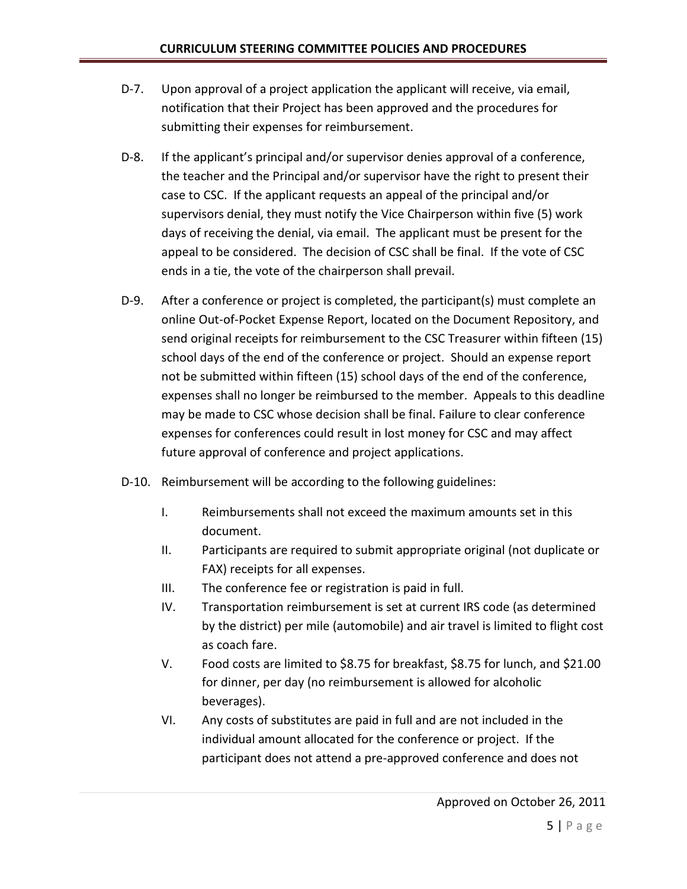D-7. Upon approval of a project application the applicant will receive, via email, notification that their Project has been approved and the procedures for submitting their expenses for reimbursement.

D-8. If the applicant's principal and/or supervisor denies approval of a conference, the teacher and the Principal and/or supervisor have the right to present their case to CSC. If the applicant requests an appeal of the principal and/or supervisors denial, they must notify the Vice Chairperson within five (5) work days of receiving the denial, via email. The applicant must be present for the appeal to be considered. The decision of CSC shall be final. If the vote of CSC ends in a tie, the vote of the chairperson shall prevail.

D-9. After a conference or project is completed, the participant(s) must complete an online Out-of-Pocket Expense Report, located on the Document Repository, and send original receipts for reimbursement to the CSC Treasurer within fifteen (15) school days of the end of the conference or project. Should an expense report not be submitted within fifteen (15) school days of the end of the conference, expenses shall no longer be reimbursed to the member. Appeals to this deadline may be made to CSC whose decision shall be final. Failure to clear conference expenses for conferences could result in lost money for CSC and may affect future approval of conference and project applications.

D-10. Reimbursement will be according to the following guidelines:

I. Reimbursements shall not exceed the maximum amounts set in this document.

II. Participants are required to submit appropriate original (not duplicate or FAX) receipts for all expenses.

III. The conference fee or registration is paid in full.

IV. Transportation reimbursement is set at current IRS code (as determined by the district) per mile (automobile) and air travel is limited to flight cost as coach fare.

V. Food costs are limited to $8.75 for breakfast, $8.75 for lunch, and $21.00 for dinner, per day (no reimbursement is allowed for alcoholic beverages).

VI. Any costs of substitutes are paid in full and are not included in the individual amount allocated for the conference or project. If the participant does not attend a pre-approved conference and does not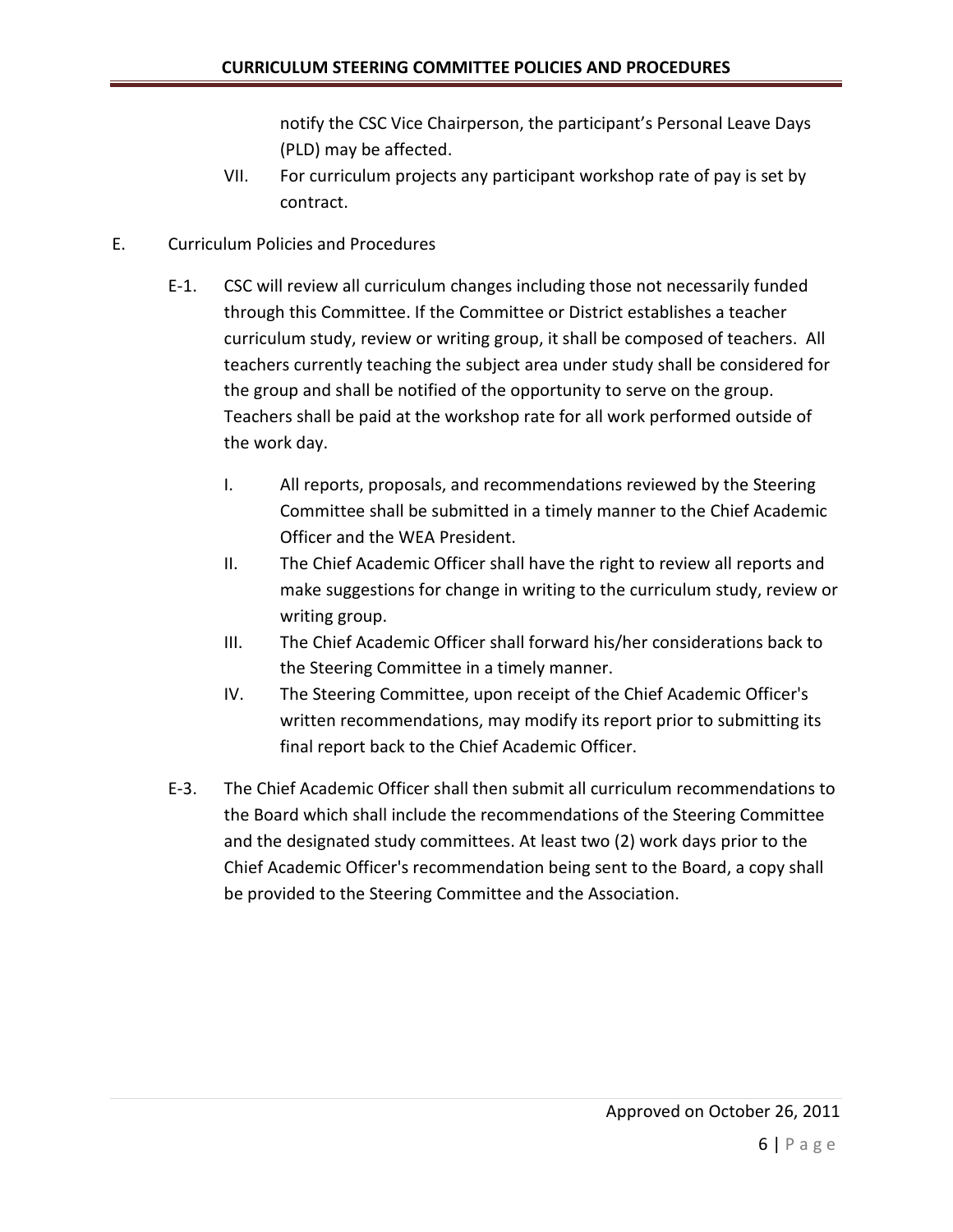notify the CSC Vice Chairperson, the participant's Personal Leave Days (PLD) may be affected.

VII. For curriculum projects any participant workshop rate of pay is set by contract.

E. Curriculum Policies and Procedures

E-1. CSC will review all curriculum changes including those not necessarily funded through this Committee. If the Committee or District establishes a teacher curriculum study, review or writing group, it shall be composed of teachers. All teachers currently teaching the subject area under study shall be considered for the group and shall be notified of the opportunity to serve on the group. Teachers shall be paid at the workshop rate for all work performed outside of the work day.

I. All reports, proposals, and recommendations reviewed by the Steering Committee shall be submitted in a timely manner to the Chief Academic Officer and the WEA President.

II. The Chief Academic Officer shall have the right to review all reports and make suggestions for change in writing to the curriculum study, review or writing group.

III. The Chief Academic Officer shall forward his/her considerations back to the Steering Committee in a timely manner.

IV. The Steering Committee, upon receipt of the Chief Academic Officer's written recommendations, may modify its report prior to submitting its final report back to the Chief Academic Officer.

E-3. The Chief Academic Officer shall then submit all curriculum recommendations to the Board which shall include the recommendations of the Steering Committee and the designated study committees. At least two (2) work days prior to the Chief Academic Officer's recommendation being sent to the Board, a copy shall be provided to the Steering Committee and the Association.